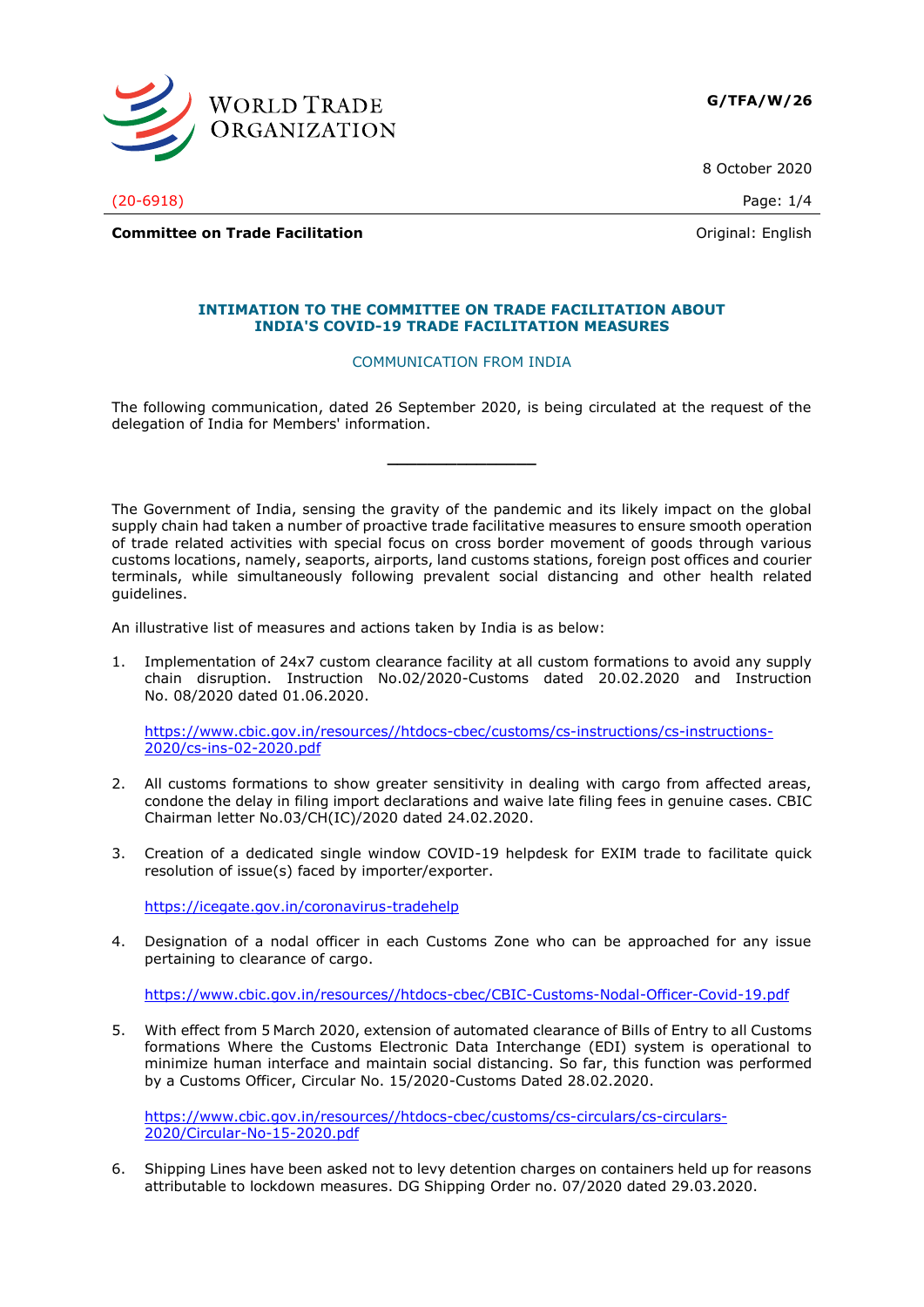**G/TFA/W/26**

8 October 2020

(20-6918)

**Committee on Trade Facilitation** Original: English

## INTIMATION TO THE COMMITTEE ON TRADE FACILITATION ABOUT INDIA'S COVID-19 TRADE FACILITATION MEASURES

COMMUNICATION FROM INDIA

The following communication, dated 26 September 2020, is being circulated at the request of the delegation of India for Members' information.

---

The Government of India, sensing the gravity of the pandemic and its likely impact on the global supply chain had taken a number of proactive trade facilitative measures to ensure smooth operation of trade related activities with special focus on cross border movement of goods through various customs locations, namely, seaports, airports, land customs stations, foreign post offices and courier terminals, while simultaneously following prevalent social distancing and other health related guidelines.

An illustrative list of measures and actions taken by India is as below:

1. Implementation of 24x7 custom clearance facility at all custom formations to avoid any supply chain disruption. Instruction No.02/2020-Customs dated 20.02.2020 and Instruction No. 08/2020 dated 01.06.2020.

   https://www.cbic.gov.in/resources//htdocs-cbec/customs/cs-instructions/cs-instructions-2020/cs-ins-02-2020.pdf

2. All customs formations to show greater sensitivity in dealing with cargo from affected areas, condone the delay in filing import declarations and waive late filing fees in genuine cases. CBIC Chairman letter No.03/CH(IC)/2020 dated 24.02.2020.

3. Creation of a dedicated single window COVID-19 helpdesk for EXIM trade to facilitate quick resolution of issue(s) faced by importer/exporter.

   https://icegate.gov.in/coronavirus-tradehelp

4. Designation of a nodal officer in each Customs Zone who can be approached for any issue pertaining to clearance of cargo.

   https://www.cbic.gov.in/resources//htdocs-cbec/CBIC-Customs-Nodal-Officer-Covid-19.pdf

5. With effect from 5 March 2020, extension of automated clearance of Bills of Entry to all Customs formations Where the Customs Electronic Data Interchange (EDI) system is operational to minimize human interface and maintain social distancing. So far, this function was performed by a Customs Officer, Circular No. 15/2020-Customs Dated 28.02.2020.

   https://www.cbic.gov.in/resources//htdocs-cbec/customs/cs-circulars/cs-circulars-2020/Circular-No-15-2020.pdf

6. Shipping Lines have been asked not to levy detention charges on containers held up for reasons attributable to lockdown measures. DG Shipping Order no. 07/2020 dated 29.03.2020.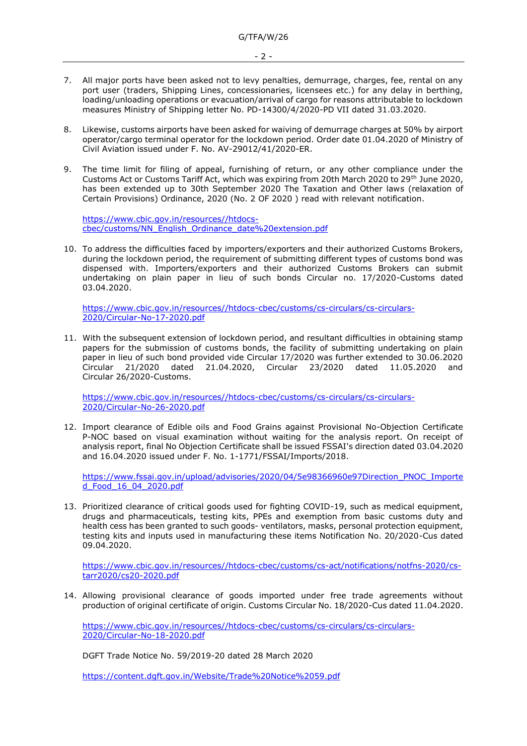7. All major ports have been asked not to levy penalties, demurrage, charges, fee, rental on any port user (traders, Shipping Lines, concessionaries, licensees etc.) for any delay in berthing, loading/unloading operations or evacuation/arrival of cargo for reasons attributable to lockdown measures Ministry of Shipping letter No. PD-14300/4/2020-PD VII dated 31.03.2020.

8. Likewise, customs airports have been asked for waiving of demurrage charges at 50% by airport operator/cargo terminal operator for the lockdown period. Order date 01.04.2020 of Ministry of Civil Aviation issued under F. No. AV-29012/41/2020-ER.

9. The time limit for filing of appeal, furnishing of return, or any other compliance under the Customs Act or Customs Tariff Act, which was expiring from 20th March 2020 to 29th June 2020, has been extended up to 30th September 2020 The Taxation and Other laws (relaxation of Certain Provisions) Ordinance, 2020 (No. 2 OF 2020 ) read with relevant notification.

   https://www.cbic.gov.in/resources//htdocs-cbec/customs/NN_English_Ordinance_date%20extension.pdf

10. To address the difficulties faced by importers/exporters and their authorized Customs Brokers, during the lockdown period, the requirement of submitting different types of customs bond was dispensed with. Importers/exporters and their authorized Customs Brokers can submit undertaking on plain paper in lieu of such bonds Circular no. 17/2020-Customs dated 03.04.2020.

    https://www.cbic.gov.in/resources//htdocs-cbec/customs/cs-circulars/cs-circulars-2020/Circular-No-17-2020.pdf

11. With the subsequent extension of lockdown period, and resultant difficulties in obtaining stamp papers for the submission of customs bonds, the facility of submitting undertaking on plain paper in lieu of such bond provided vide Circular 17/2020 was further extended to 30.06.2020 Circular 21/2020 dated 21.04.2020, Circular 23/2020 dated 11.05.2020 and Circular 26/2020-Customs.

    https://www.cbic.gov.in/resources//htdocs-cbec/customs/cs-circulars/cs-circulars-2020/Circular-No-26-2020.pdf

12. Import clearance of Edible oils and Food Grains against Provisional No-Objection Certificate P-NOC based on visual examination without waiting for the analysis report. On receipt of analysis report, final No Objection Certificate shall be issued FSSAI's direction dated 03.04.2020 and 16.04.2020 issued under F. No. 1-1771/FSSAI/Imports/2018.

    https://www.fssai.gov.in/upload/advisories/2020/04/5e98366960e97Direction_PNOC_Imported_Food_16_04_2020.pdf

13. Prioritized clearance of critical goods used for fighting COVID-19, such as medical equipment, drugs and pharmaceuticals, testing kits, PPEs and exemption from basic customs duty and health cess has been granted to such goods- ventilators, masks, personal protection equipment, testing kits and inputs used in manufacturing these items Notification No. 20/2020-Cus dated 09.04.2020.

    https://www.cbic.gov.in/resources//htdocs-cbec/customs/cs-act/notifications/notfns-2020/cs-tarr2020/cs20-2020.pdf

14. Allowing provisional clearance of goods imported under free trade agreements without production of original certificate of origin. Customs Circular No. 18/2020-Cus dated 11.04.2020.

    https://www.cbic.gov.in/resources//htdocs-cbec/customs/cs-circulars/cs-circulars-2020/Circular-No-18-2020.pdf

    DGFT Trade Notice No. 59/2019-20 dated 28 March 2020

    https://content.dgft.gov.in/Website/Trade%20Notice%2059.pdf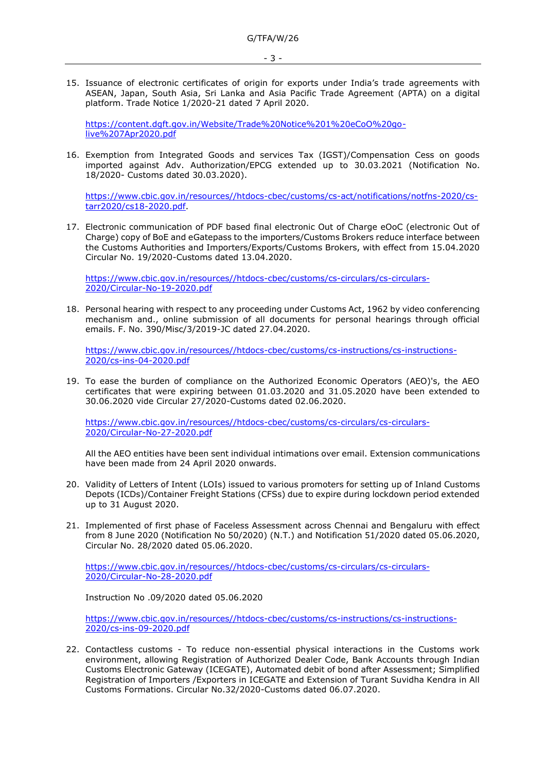15. Issuance of electronic certificates of origin for exports under India's trade agreements with ASEAN, Japan, South Asia, Sri Lanka and Asia Pacific Trade Agreement (APTA) on a digital platform. Trade Notice 1/2020-21 dated 7 April 2020.

    https://content.dgft.gov.in/Website/Trade%20Notice%201%20eCoO%20go-live%207Apr2020.pdf

16. Exemption from Integrated Goods and services Tax (IGST)/Compensation Cess on goods imported against Adv. Authorization/EPCG extended up to 30.03.2021 (Notification No. 18/2020- Customs dated 30.03.2020).

    https://www.cbic.gov.in/resources//htdocs-cbec/customs/cs-act/notifications/notfns-2020/cs-tarr2020/cs18-2020.pdf.

17. Electronic communication of PDF based final electronic Out of Charge eOoC (electronic Out of Charge) copy of BoE and eGatepass to the importers/Customs Brokers reduce interface between the Customs Authorities and Importers/Exports/Customs Brokers, with effect from 15.04.2020 Circular No. 19/2020-Customs dated 13.04.2020.

    https://www.cbic.gov.in/resources//htdocs-cbec/customs/cs-circulars/cs-circulars-2020/Circular-No-19-2020.pdf

18. Personal hearing with respect to any proceeding under Customs Act, 1962 by video conferencing mechanism and., online submission of all documents for personal hearings through official emails. F. No. 390/Misc/3/2019-JC dated 27.04.2020.

    https://www.cbic.gov.in/resources//htdocs-cbec/customs/cs-instructions/cs-instructions-2020/cs-ins-04-2020.pdf

19. To ease the burden of compliance on the Authorized Economic Operators (AEO)'s, the AEO certificates that were expiring between 01.03.2020 and 31.05.2020 have been extended to 30.06.2020 vide Circular 27/2020-Customs dated 02.06.2020.

    https://www.cbic.gov.in/resources//htdocs-cbec/customs/cs-circulars/cs-circulars-2020/Circular-No-27-2020.pdf

    All the AEO entities have been sent individual intimations over email. Extension communications have been made from 24 April 2020 onwards.

20. Validity of Letters of Intent (LOIs) issued to various promoters for setting up of Inland Customs Depots (ICDs)/Container Freight Stations (CFSs) due to expire during lockdown period extended up to 31 August 2020.

21. Implemented of first phase of Faceless Assessment across Chennai and Bengaluru with effect from 8 June 2020 (Notification No 50/2020) (N.T.) and Notification 51/2020 dated 05.06.2020, Circular No. 28/2020 dated 05.06.2020.

    https://www.cbic.gov.in/resources//htdocs-cbec/customs/cs-circulars/cs-circulars-2020/Circular-No-28-2020.pdf

    Instruction No .09/2020 dated 05.06.2020

    https://www.cbic.gov.in/resources//htdocs-cbec/customs/cs-instructions/cs-instructions-2020/cs-ins-09-2020.pdf

22. Contactless customs - To reduce non-essential physical interactions in the Customs work environment, allowing Registration of Authorized Dealer Code, Bank Accounts through Indian Customs Electronic Gateway (ICEGATE), Automated debit of bond after Assessment; Simplified Registration of Importers /Exporters in ICEGATE and Extension of Turant Suvidha Kendra in All Customs Formations. Circular No.32/2020-Customs dated 06.07.2020.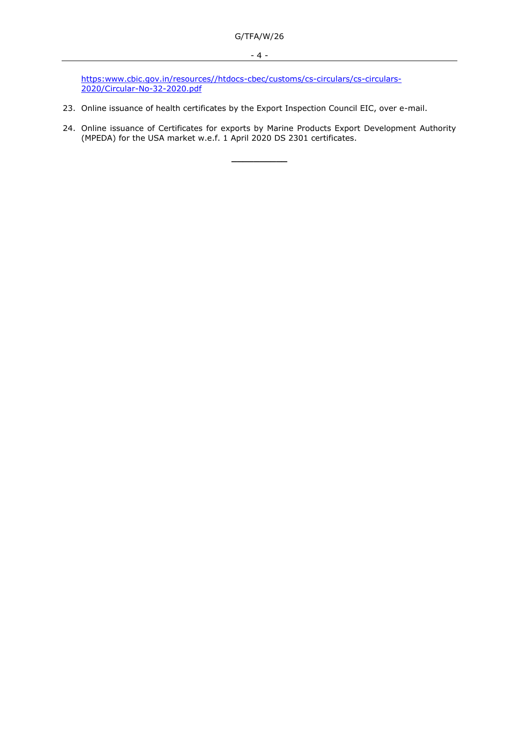https:www.cbic.gov.in/resources//htdocs-cbec/customs/cs-circulars/cs-circulars-2020/Circular-No-32-2020.pdf

23. Online issuance of health certificates by the Export Inspection Council EIC, over e-mail.

24. Online issuance of Certificates for exports by Marine Products Export Development Authority (MPEDA) for the USA market w.e.f. 1 April 2020 DS 2301 certificates.

---